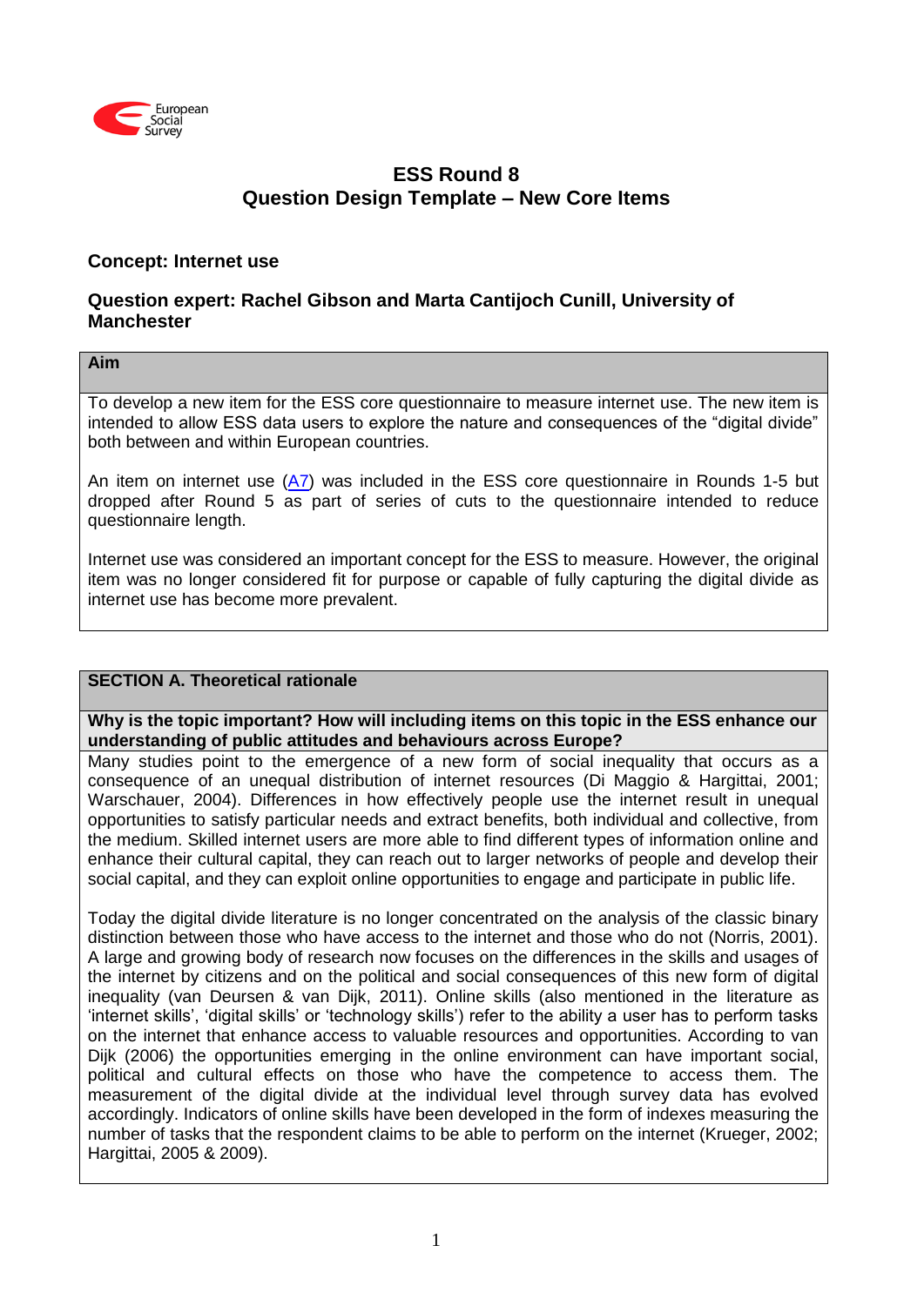# ESS Round 8
## Question Design Template – New Core Items

**Concept: Internet use**

**Question expert: Rachel Gibson and Marta Cantijoch Cunill, University of Manchester**

### Aim

To develop a new item for the ESS core questionnaire to measure internet use. The new item is intended to allow ESS data users to explore the nature and consequences of the "digital divide" both between and within European countries.

An item on internet use (A7) was included in the ESS core questionnaire in Rounds 1-5 but dropped after Round 5 as part of series of cuts to the questionnaire intended to reduce questionnaire length.

Internet use was considered an important concept for the ESS to measure. However, the original item was no longer considered fit for purpose or capable of fully capturing the digital divide as internet use has become more prevalent.

### SECTION A. Theoretical rationale

**Why is the topic important? How will including items on this topic in the ESS enhance our understanding of public attitudes and behaviours across Europe?**

Many studies point to the emergence of a new form of social inequality that occurs as a consequence of an unequal distribution of internet resources (Di Maggio & Hargittai, 2001; Warschauer, 2004). Differences in how effectively people use the internet result in unequal opportunities to satisfy particular needs and extract benefits, both individual and collective, from the medium. Skilled internet users are more able to find different types of information online and enhance their cultural capital, they can reach out to larger networks of people and develop their social capital, and they can exploit online opportunities to engage and participate in public life.

Today the digital divide literature is no longer concentrated on the analysis of the classic binary distinction between those who have access to the internet and those who do not (Norris, 2001). A large and growing body of research now focuses on the differences in the skills and usages of the internet by citizens and on the political and social consequences of this new form of digital inequality (van Deursen & van Dijk, 2011). Online skills (also mentioned in the literature as 'internet skills', 'digital skills' or 'technology skills') refer to the ability a user has to perform tasks on the internet that enhance access to valuable resources and opportunities. According to van Dijk (2006) the opportunities emerging in the online environment can have important social, political and cultural effects on those who have the competence to access them. The measurement of the digital divide at the individual level through survey data has evolved accordingly. Indicators of online skills have been developed in the form of indexes measuring the number of tasks that the respondent claims to be able to perform on the internet (Krueger, 2002; Hargittai, 2005 & 2009).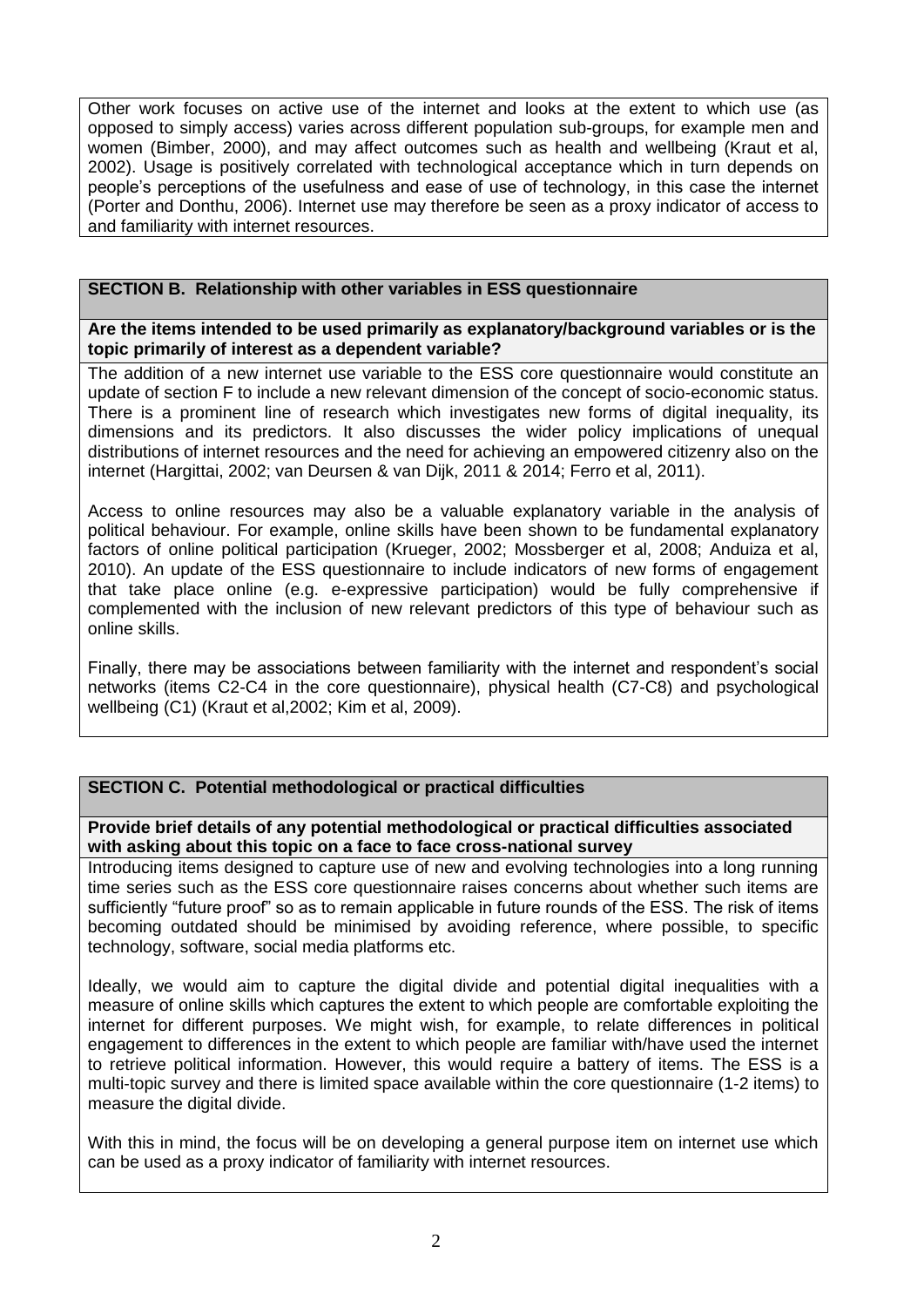Other work focuses on active use of the internet and looks at the extent to which use (as opposed to simply access) varies across different population sub-groups, for example men and women (Bimber, 2000), and may affect outcomes such as health and wellbeing (Kraut et al, 2002). Usage is positively correlated with technological acceptance which in turn depends on people's perceptions of the usefulness and ease of use of technology, in this case the internet (Porter and Donthu, 2006). Internet use may therefore be seen as a proxy indicator of access to and familiarity with internet resources.

## SECTION B. Relationship with other variables in ESS questionnaire

**Are the items intended to be used primarily as explanatory/background variables or is the topic primarily of interest as a dependent variable?**

The addition of a new internet use variable to the ESS core questionnaire would constitute an update of section F to include a new relevant dimension of the concept of socio-economic status. There is a prominent line of research which investigates new forms of digital inequality, its dimensions and its predictors. It also discusses the wider policy implications of unequal distributions of internet resources and the need for achieving an empowered citizenry also on the internet (Hargittai, 2002; van Deursen & van Dijk, 2011 & 2014; Ferro et al, 2011).

Access to online resources may also be a valuable explanatory variable in the analysis of political behaviour. For example, online skills have been shown to be fundamental explanatory factors of online political participation (Krueger, 2002; Mossberger et al, 2008; Anduiza et al, 2010). An update of the ESS questionnaire to include indicators of new forms of engagement that take place online (e.g. e-expressive participation) would be fully comprehensive if complemented with the inclusion of new relevant predictors of this type of behaviour such as online skills.

Finally, there may be associations between familiarity with the internet and respondent's social networks (items C2-C4 in the core questionnaire), physical health (C7-C8) and psychological wellbeing (C1) (Kraut et al,2002; Kim et al, 2009).

## SECTION C. Potential methodological or practical difficulties

**Provide brief details of any potential methodological or practical difficulties associated with asking about this topic on a face to face cross-national survey**

Introducing items designed to capture use of new and evolving technologies into a long running time series such as the ESS core questionnaire raises concerns about whether such items are sufficiently "future proof" so as to remain applicable in future rounds of the ESS. The risk of items becoming outdated should be minimised by avoiding reference, where possible, to specific technology, software, social media platforms etc.

Ideally, we would aim to capture the digital divide and potential digital inequalities with a measure of online skills which captures the extent to which people are comfortable exploiting the internet for different purposes. We might wish, for example, to relate differences in political engagement to differences in the extent to which people are familiar with/have used the internet to retrieve political information. However, this would require a battery of items. The ESS is a multi-topic survey and there is limited space available within the core questionnaire (1-2 items) to measure the digital divide.

With this in mind, the focus will be on developing a general purpose item on internet use which can be used as a proxy indicator of familiarity with internet resources.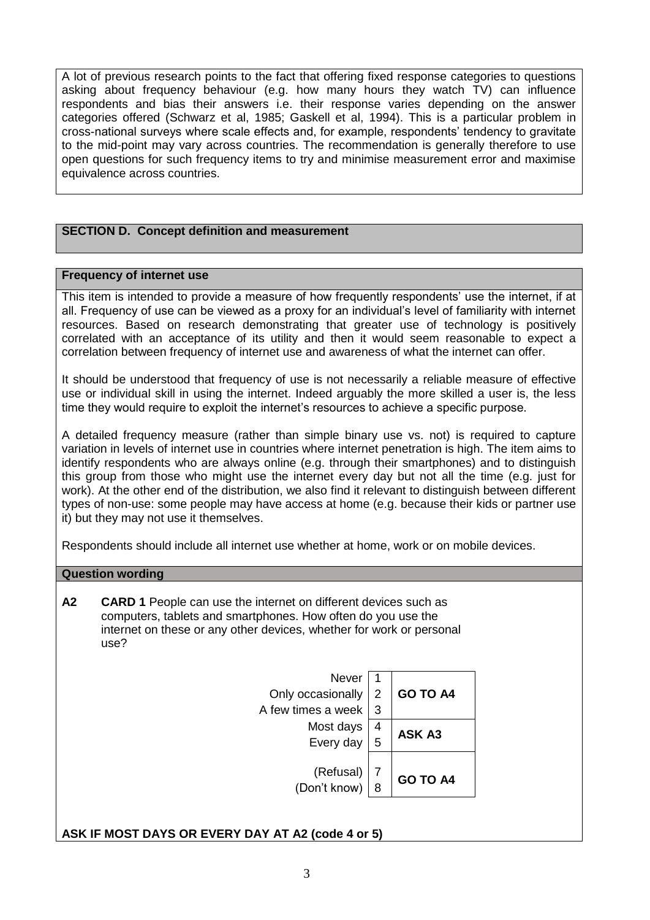A lot of previous research points to the fact that offering fixed response categories to questions asking about frequency behaviour (e.g. how many hours they watch TV) can influence respondents and bias their answers i.e. their response varies depending on the answer categories offered (Schwarz et al, 1985; Gaskell et al, 1994). This is a particular problem in cross-national surveys where scale effects and, for example, respondents' tendency to gravitate to the mid-point may vary across countries. The recommendation is generally therefore to use open questions for such frequency items to try and minimise measurement error and maximise equivalence across countries.

## SECTION D. Concept definition and measurement

### Frequency of internet use

This item is intended to provide a measure of how frequently respondents' use the internet, if at all. Frequency of use can be viewed as a proxy for an individual's level of familiarity with internet resources. Based on research demonstrating that greater use of technology is positively correlated with an acceptance of its utility and then it would seem reasonable to expect a correlation between frequency of internet use and awareness of what the internet can offer.

It should be understood that frequency of use is not necessarily a reliable measure of effective use or individual skill in using the internet. Indeed arguably the more skilled a user is, the less time they would require to exploit the internet's resources to achieve a specific purpose.

A detailed frequency measure (rather than simple binary use vs. not) is required to capture variation in levels of internet use in countries where internet penetration is high. The item aims to identify respondents who are always online (e.g. through their smartphones) and to distinguish this group from those who might use the internet every day but not all the time (e.g. just for work). At the other end of the distribution, we also find it relevant to distinguish between different types of non-use: some people may have access at home (e.g. because their kids or partner use it) but they may not use it themselves.

Respondents should include all internet use whether at home, work or on mobile devices.

### Question wording

**A2** **CARD 1** People can use the internet on different devices such as computers, tablets and smartphones. How often do you use the internet on these or any other devices, whether for work or personal use?

| Response | Code | Routing |
|---|---|---|
| Never | 1 | **GO TO A4** |
| Only occasionally | 2 | |
| A few times a week | 3 | |
| Most days | 4 | **ASK A3** |
| Every day | 5 | |
| (Refusal) | 7 | **GO TO A4** |
| (Don't know) | 8 | |

**ASK IF MOST DAYS OR EVERY DAY AT A2 (code 4 or 5)**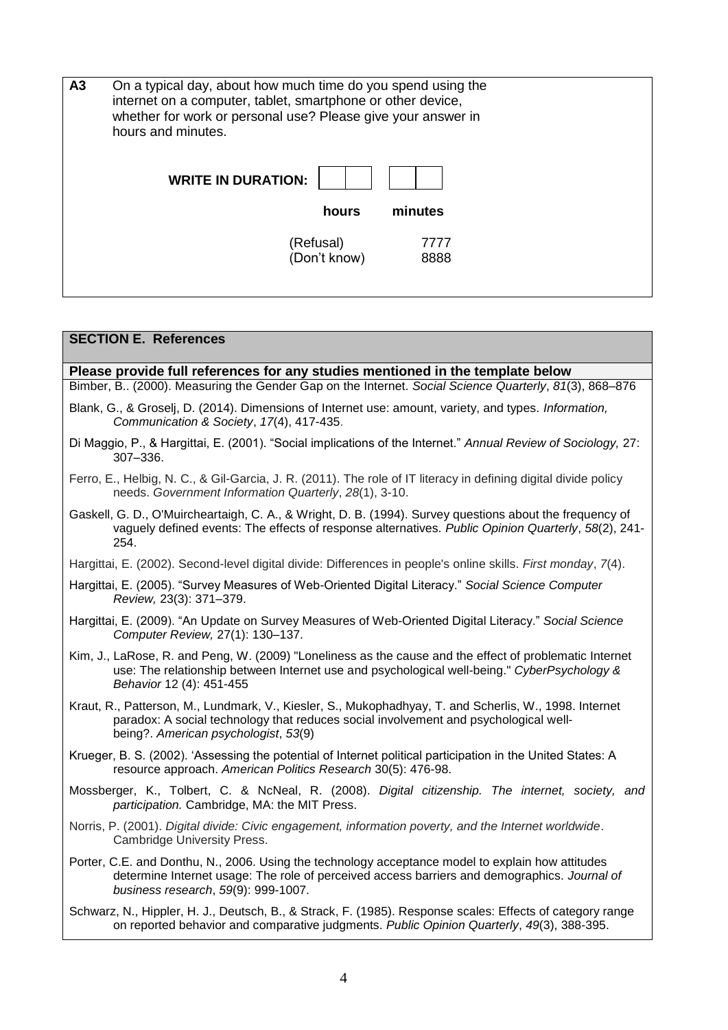**A3** On a typical day, about how much time do you spend using the internet on a computer, tablet, smartphone or other device, whether for work or personal use? Please give your answer in hours and minutes.

**WRITE IN DURATION:** [ | ] [ | ]

| | **hours** | **minutes** |
|---|---|---|
| | (Refusal) | 7777 |
| | (Don't know) | 8888 |

## SECTION E. References

**Please provide full references for any studies mentioned in the template below**

Bimber, B.. (2000). Measuring the Gender Gap on the Internet. *Social Science Quarterly*, *81*(3), 868–876

Blank, G., & Groselj, D. (2014). Dimensions of Internet use: amount, variety, and types. *Information, Communication & Society*, *17*(4), 417-435.

Di Maggio, P., & Hargittai, E. (2001). "Social implications of the Internet." *Annual Review of Sociology,* 27: 307–336.

Ferro, E., Helbig, N. C., & Gil-Garcia, J. R. (2011). The role of IT literacy in defining digital divide policy needs. *Government Information Quarterly*, *28*(1), 3-10.

Gaskell, G. D., O'Muircheartaigh, C. A., & Wright, D. B. (1994). Survey questions about the frequency of vaguely defined events: The effects of response alternatives. *Public Opinion Quarterly*, *58*(2), 241-254.

Hargittai, E. (2002). Second-level digital divide: Differences in people's online skills. *First monday*, *7*(4).

Hargittai, E. (2005). "Survey Measures of Web-Oriented Digital Literacy." *Social Science Computer Review,* 23(3): 371–379.

Hargittai, E. (2009). "An Update on Survey Measures of Web-Oriented Digital Literacy." *Social Science Computer Review,* 27(1): 130–137.

Kim, J., LaRose, R. and Peng, W. (2009) "Loneliness as the cause and the effect of problematic Internet use: The relationship between Internet use and psychological well-being." *CyberPsychology & Behavior* 12 (4): 451-455

Kraut, R., Patterson, M., Lundmark, V., Kiesler, S., Mukophadhyay, T. and Scherlis, W., 1998. Internet paradox: A social technology that reduces social involvement and psychological well-being?. *American psychologist*, *53*(9)

Krueger, B. S. (2002). 'Assessing the potential of Internet political participation in the United States: A resource approach. *American Politics Research* 30(5): 476-98.

Mossberger, K., Tolbert, C. & NcNeal, R. (2008). *Digital citizenship. The internet, society, and participation.* Cambridge, MA: the MIT Press.

Norris, P. (2001). *Digital divide: Civic engagement, information poverty, and the Internet worldwide*. Cambridge University Press.

Porter, C.E. and Donthu, N., 2006. Using the technology acceptance model to explain how attitudes determine Internet usage: The role of perceived access barriers and demographics. *Journal of business research*, *59*(9): 999-1007.

Schwarz, N., Hippler, H. J., Deutsch, B., & Strack, F. (1985). Response scales: Effects of category range on reported behavior and comparative judgments. *Public Opinion Quarterly*, *49*(3), 388-395.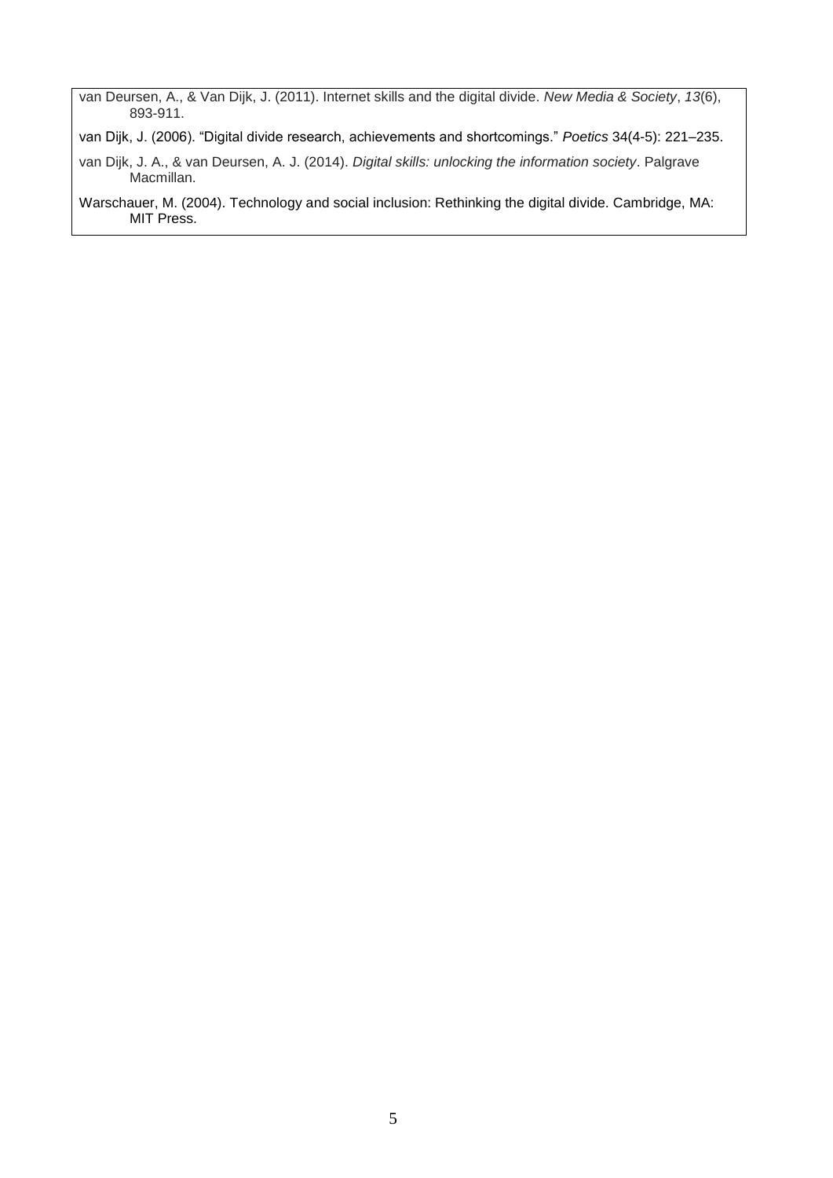van Deursen, A., & Van Dijk, J. (2011). Internet skills and the digital divide. *New Media & Society*, *13*(6), 893-911.

van Dijk, J. (2006). “Digital divide research, achievements and shortcomings.” *Poetics* 34(4-5): 221–235.

van Dijk, J. A., & van Deursen, A. J. (2014). *Digital skills: unlocking the information society*. Palgrave Macmillan.

Warschauer, M. (2004). Technology and social inclusion: Rethinking the digital divide. Cambridge, MA: MIT Press.